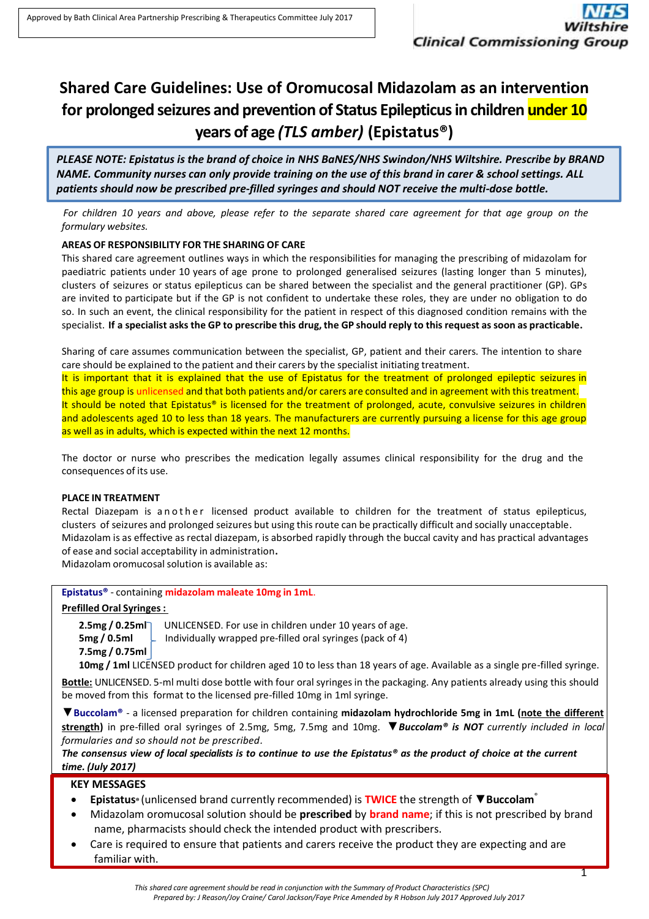Approved by Bath Clinical Area Partnership Prescribing & Therapeutics Committee July 2017

NHS Wiltshire Clinical Commissioning Group

# Shared Care Guidelines: Use of Oromucosal Midazolam as an intervention for prolonged seizures and prevention of Status Epilepticus in children under 10 years of age *(TLS amber)* (Epistatus®)

***PLEASE NOTE: Epistatus is the brand of choice in NHS BaNES/NHS Swindon/NHS Wiltshire. Prescribe by BRAND NAME. Community nurses can only provide training on the use of this brand in carer & school settings. ALL patients should now be prescribed pre-filled syringes and should NOT receive the multi-dose bottle.***

*For children 10 years and above, please refer to the separate shared care agreement for that age group on the formulary websites.*

**AREAS OF RESPONSIBILITY FOR THE SHARING OF CARE**

This shared care agreement outlines ways in which the responsibilities for managing the prescribing of midazolam for paediatric patients under 10 years of age prone to prolonged generalised seizures (lasting longer than 5 minutes), clusters of seizures or status epilepticus can be shared between the specialist and the general practitioner (GP). GPs are invited to participate but if the GP is not confident to undertake these roles, they are under no obligation to do so. In such an event, the clinical responsibility for the patient in respect of this diagnosed condition remains with the specialist. **If a specialist asks the GP to prescribe this drug, the GP should reply to this request as soon as practicable.**

Sharing of care assumes communication between the specialist, GP, patient and their carers. The intention to share care should be explained to the patient and their carers by the specialist initiating treatment.
It is important that it is explained that the use of Epistatus for the treatment of prolonged epileptic seizures in this age group is unlicensed and that both patients and/or carers are consulted and in agreement with this treatment.
It should be noted that Epistatus® is licensed for the treatment of prolonged, acute, convulsive seizures in children and adolescents aged 10 to less than 18 years. The manufacturers are currently pursuing a license for this age group as well as in adults, which is expected within the next 12 months.

The doctor or nurse who prescribes the medication legally assumes clinical responsibility for the drug and the consequences of its use.

**PLACE IN TREATMENT**

Rectal Diazepam is another licensed product available to children for the treatment of status epilepticus, clusters of seizures and prolonged seizures but using this route can be practically difficult and socially unacceptable.
Midazolam is as effective as rectal diazepam, is absorbed rapidly through the buccal cavity and has practical advantages of ease and social acceptability in administration**.**
Midazolam oromucosal solution is available as:

**Epistatus®** - containing **midazolam maleate 10mg in 1mL**.

**Prefilled Oral Syringes :**

**2.5mg / 0.25ml**, **5mg / 0.5ml**, **7.5mg / 0.75ml** — UNLICENSED. For use in children under 10 years of age. Individually wrapped pre-filled oral syringes (pack of 4)

**10mg / 1ml** LICENSED product for children aged 10 to less than 18 years of age. Available as a single pre-filled syringe.

**Bottle:** UNLICENSED. 5-ml multi dose bottle with four oral syringes in the packaging. Any patients already using this should be moved from this format to the licensed pre-filled 10mg in 1ml syringe.

▼**Buccolam®** - a licensed preparation for children containing **midazolam hydrochloride 5mg in 1mL (note the different strength)** in pre-filled oral syringes of 2.5mg, 5mg, 7.5mg and 10mg. ▼***Buccolam® is NOT*** *currently included in local formularies and so should not be prescribed.*

***The consensus view of local specialists is to continue to use the Epistatus® as the product of choice at the current time. (July 2017)***

**KEY MESSAGES**

- **Epistatus®** (unlicensed brand currently recommended) is **TWICE** the strength of ▼**Buccolam®**
- Midazolam oromucosal solution should be **prescribed** by **brand name**; if this is not prescribed by brand name, pharmacists should check the intended product with prescribers.
- Care is required to ensure that patients and carers receive the product they are expecting and are familiar with.

*This shared care agreement should be read in conjunction with the Summary of Product Characteristics (SPC)*
*Prepared by: J Reason/Joy Craine/ Carol Jackson/Faye Price Amended by R Hobson July 2017 Approved July 2017*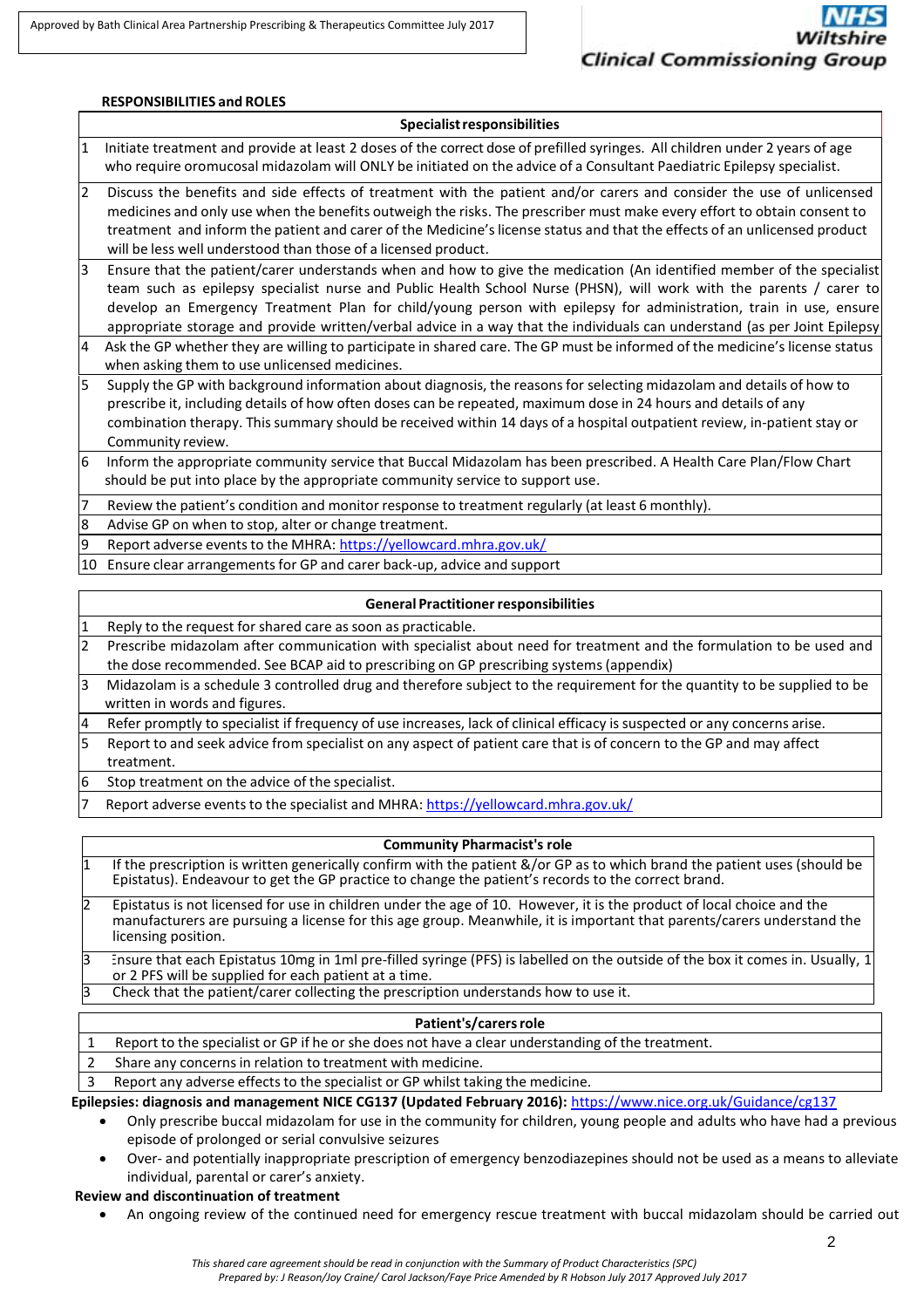## RESPONSIBILITIES and ROLES

| | Specialist responsibilities |
|---|---|
| 1 | Initiate treatment and provide at least 2 doses of the correct dose of prefilled syringes. All children under 2 years of age who require oromucosal midazolam will ONLY be initiated on the advice of a Consultant Paediatric Epilepsy specialist. |
| 2 | Discuss the benefits and side effects of treatment with the patient and/or carers and consider the use of unlicensed medicines and only use when the benefits outweigh the risks. The prescriber must make every effort to obtain consent to treatment and inform the patient and carer of the Medicine's license status and that the effects of an unlicensed product will be less well understood than those of a licensed product. |
| 3 | Ensure that the patient/carer understands when and how to give the medication (An identified member of the specialist team such as epilepsy specialist nurse and Public Health School Nurse (PHSN), will work with the parents / carer to develop an Emergency Treatment Plan for child/young person with epilepsy for administration, train in use, ensure appropriate storage and provide written/verbal advice in a way that the individuals can understand (as per Joint Epilepsy |
| 4 | Ask the GP whether they are willing to participate in shared care. The GP must be informed of the medicine's license status when asking them to use unlicensed medicines. |
| 5 | Supply the GP with background information about diagnosis, the reasons for selecting midazolam and details of how to prescribe it, including details of how often doses can be repeated, maximum dose in 24 hours and details of any combination therapy. This summary should be received within 14 days of a hospital outpatient review, in-patient stay or Community review. |
| 6 | Inform the appropriate community service that Buccal Midazolam has been prescribed. A Health Care Plan/Flow Chart should be put into place by the appropriate community service to support use. |
| 7 | Review the patient's condition and monitor response to treatment regularly (at least 6 monthly). |
| 8 | Advise GP on when to stop, alter or change treatment. |
| 9 | Report adverse events to the MHRA: https://yellowcard.mhra.gov.uk/ |
| 10 | Ensure clear arrangements for GP and carer back-up, advice and support |

| | General Practitioner responsibilities |
|---|---|
| 1 | Reply to the request for shared care as soon as practicable. |
| 2 | Prescribe midazolam after communication with specialist about need for treatment and the formulation to be used and the dose recommended. See BCAP aid to prescribing on GP prescribing systems (appendix) |
| 3 | Midazolam is a schedule 3 controlled drug and therefore subject to the requirement for the quantity to be supplied to be written in words and figures. |
| 4 | Refer promptly to specialist if frequency of use increases, lack of clinical efficacy is suspected or any concerns arise. |
| 5 | Report to and seek advice from specialist on any aspect of patient care that is of concern to the GP and may affect treatment. |
| 6 | Stop treatment on the advice of the specialist. |
| 7 | Report adverse events to the specialist and MHRA: https://yellowcard.mhra.gov.uk/ |

| | Community Pharmacist's role |
|---|---|
| 1 | If the prescription is written generically confirm with the patient &/or GP as to which brand the patient uses (should be Epistatus). Endeavour to get the GP practice to change the patient's records to the correct brand. |
| 2 | Epistatus is not licensed for use in children under the age of 10. However, it is the product of local choice and the manufacturers are pursuing a license for this age group. Meanwhile, it is important that parents/carers understand the licensing position. |
| 3 | Ensure that each Epistatus 10mg in 1ml pre-filled syringe (PFS) is labelled on the outside of the box it comes in. Usually, 1 or 2 PFS will be supplied for each patient at a time. |
| 3 | Check that the patient/carer collecting the prescription understands how to use it. |

| | Patient's/carers role |
|---|---|
| 1 | Report to the specialist or GP if he or she does not have a clear understanding of the treatment. |
| 2 | Share any concerns in relation to treatment with medicine. |
| 3 | Report any adverse effects to the specialist or GP whilst taking the medicine. |

**Epilepsies: diagnosis and management NICE CG137 (Updated February 2016):** https://www.nice.org.uk/Guidance/cg137

- Only prescribe buccal midazolam for use in the community for children, young people and adults who have had a previous episode of prolonged or serial convulsive seizures
- Over- and potentially inappropriate prescription of emergency benzodiazepines should not be used as a means to alleviate individual, parental or carer's anxiety.

**Review and discontinuation of treatment**

- An ongoing review of the continued need for emergency rescue treatment with buccal midazolam should be carried out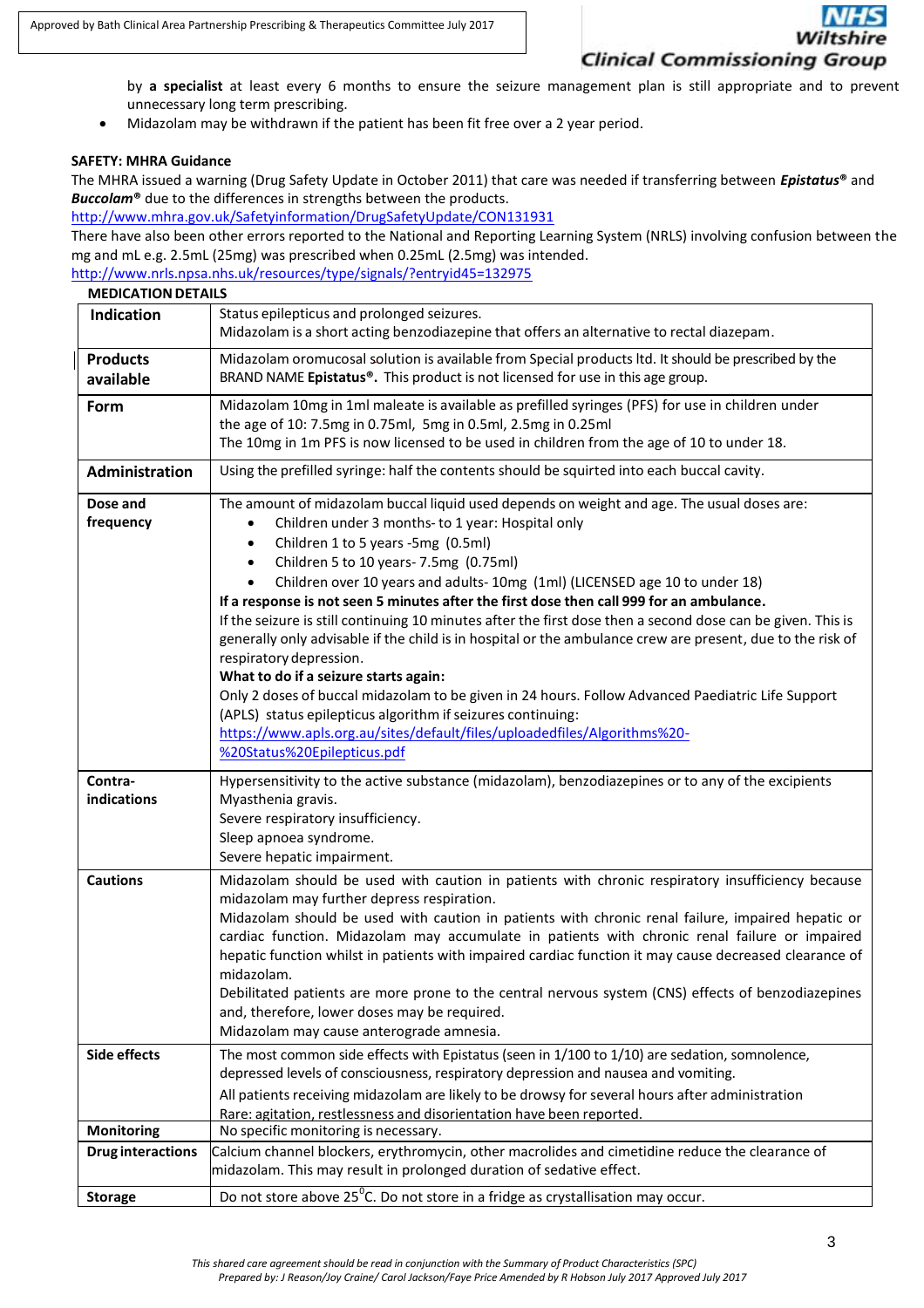by **a specialist** at least every 6 months to ensure the seizure management plan is still appropriate and to prevent unnecessary long term prescribing.

- Midazolam may be withdrawn if the patient has been fit free over a 2 year period.

**SAFETY: MHRA Guidance**

The MHRA issued a warning (Drug Safety Update in October 2011) that care was needed if transferring between ***Epistatus***® and ***Buccolam***® due to the differences in strengths between the products.

http://www.mhra.gov.uk/Safetyinformation/DrugSafetyUpdate/CON131931

There have also been other errors reported to the National and Reporting Learning System (NRLS) involving confusion between the mg and mL e.g. 2.5mL (25mg) was prescribed when 0.25mL (2.5mg) was intended.

http://www.nrls.npsa.nhs.uk/resources/type/signals/?entryid45=132975

**MEDICATION DETAILS**

| | |
|---|---|
| **Indication** | Status epilepticus and prolonged seizures.<br>Midazolam is a short acting benzodiazepine that offers an alternative to rectal diazepam. |
| **Products available** | Midazolam oromucosal solution is available from Special products ltd. It should be prescribed by the BRAND NAME **Epistatus®**. This product is not licensed for use in this age group. |
| **Form** | Midazolam 10mg in 1ml maleate is available as prefilled syringes (PFS) for use in children under the age of 10: 7.5mg in 0.75ml, 5mg in 0.5ml, 2.5mg in 0.25ml<br>The 10mg in 1m PFS is now licensed to be used in children from the age of 10 to under 18. |
| **Administration** | Using the prefilled syringe: half the contents should be squirted into each buccal cavity. |
| **Dose and frequency** | The amount of midazolam buccal liquid used depends on weight and age. The usual doses are:<br>• Children under 3 months- to 1 year: Hospital only<br>• Children 1 to 5 years -5mg (0.5ml)<br>• Children 5 to 10 years- 7.5mg (0.75ml)<br>• Children over 10 years and adults- 10mg (1ml) (LICENSED age 10 to under 18)<br>**If a response is not seen 5 minutes after the first dose then call 999 for an ambulance.**<br>If the seizure is still continuing 10 minutes after the first dose then a second dose can be given. This is generally only advisable if the child is in hospital or the ambulance crew are present, due to the risk of respiratory depression.<br>**What to do if a seizure starts again:**<br>Only 2 doses of buccal midazolam to be given in 24 hours. Follow Advanced Paediatric Life Support (APLS) status epilepticus algorithm if seizures continuing:<br>https://www.apls.org.au/sites/default/files/uploadedfiles/Algorithms%20-%20Status%20Epilepticus.pdf |
| **Contra-indications** | Hypersensitivity to the active substance (midazolam), benzodiazepines or to any of the excipients<br>Myasthenia gravis.<br>Severe respiratory insufficiency.<br>Sleep apnoea syndrome.<br>Severe hepatic impairment. |
| **Cautions** | Midazolam should be used with caution in patients with chronic respiratory insufficiency because midazolam may further depress respiration.<br>Midazolam should be used with caution in patients with chronic renal failure, impaired hepatic or cardiac function. Midazolam may accumulate in patients with chronic renal failure or impaired hepatic function whilst in patients with impaired cardiac function it may cause decreased clearance of midazolam.<br>Debilitated patients are more prone to the central nervous system (CNS) effects of benzodiazepines and, therefore, lower doses may be required.<br>Midazolam may cause anterograde amnesia. |
| **Side effects** | The most common side effects with Epistatus (seen in 1/100 to 1/10) are sedation, somnolence, depressed levels of consciousness, respiratory depression and nausea and vomiting.<br>All patients receiving midazolam are likely to be drowsy for several hours after administration<br>Rare: agitation, restlessness and disorientation have been reported. |
| **Monitoring** | No specific monitoring is necessary. |
| **Drug interactions** | Calcium channel blockers, erythromycin, other macrolides and cimetidine reduce the clearance of midazolam. This may result in prolonged duration of sedative effect. |
| **Storage** | Do not store above 25$^0$C. Do not store in a fridge as crystallisation may occur. |

*This shared care agreement should be read in conjunction with the Summary of Product Characteristics (SPC)*
*Prepared by: J Reason/Joy Craine/ Carol Jackson/Faye Price Amended by R Hobson July 2017 Approved July 2017*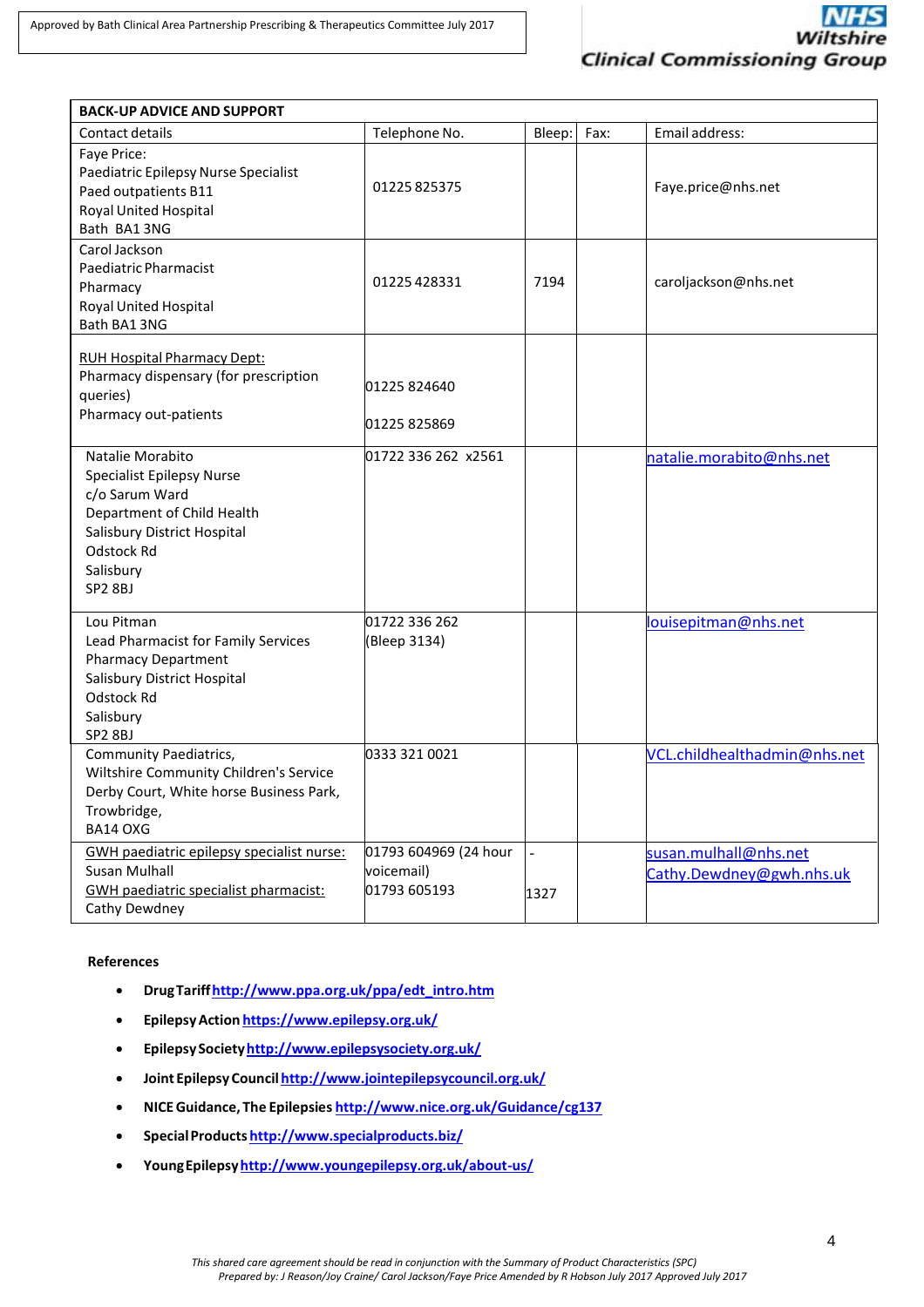Approved by Bath Clinical Area Partnership Prescribing & Therapeutics Committee July 2017

NHS Wiltshire Clinical Commissioning Group

| BACK-UP ADVICE AND SUPPORT | | | | |
|---|---|---|---|---|
| Contact details | Telephone No. | Bleep: | Fax: | Email address: |
| Faye Price:<br>Paediatric Epilepsy Nurse Specialist<br>Paed outpatients B11<br>Royal United Hospital<br>Bath BA1 3NG | 01225 825375 | | | Faye.price@nhs.net |
| Carol Jackson<br>Paediatric Pharmacist<br>Pharmacy<br>Royal United Hospital<br>Bath BA1 3NG | 01225 428331 | 7194 | | caroljackson@nhs.net |
| RUH Hospital Pharmacy Dept:<br>Pharmacy dispensary (for prescription queries)<br>Pharmacy out-patients | 01225 824640<br><br>01225 825869 | | | |
| Natalie Morabito<br>Specialist Epilepsy Nurse<br>c/o Sarum Ward<br>Department of Child Health<br>Salisbury District Hospital<br>Odstock Rd<br>Salisbury<br>SP2 8BJ | 01722 336 262 x2561 | | | natalie.morabito@nhs.net |
| Lou Pitman<br>Lead Pharmacist for Family Services<br>Pharmacy Department<br>Salisbury District Hospital<br>Odstock Rd<br>Salisbury<br>SP2 8BJ | 01722 336 262<br>(Bleep 3134) | | | louisepitman@nhs.net |
| Community Paediatrics,<br>Wiltshire Community Children's Service<br>Derby Court, White horse Business Park,<br>Trowbridge,<br>BA14 OXG | 0333 321 0021 | | | VCL.childhealthadmin@nhs.net |
| GWH paediatric epilepsy specialist nurse:<br>Susan Mulhall<br>GWH paediatric specialist pharmacist:<br>Cathy Dewdney | 01793 604969 (24 hour voicemail)<br>01793 605193 | -<br><br>1327 | | susan.mulhall@nhs.net<br>Cathy.Dewdney@gwh.nhs.uk |

**References**

- **Drug Tariff** http://www.ppa.org.uk/ppa/edt_intro.htm
- **Epilepsy Action** https://www.epilepsy.org.uk/
- **Epilepsy Society** http://www.epilepsysociety.org.uk/
- **Joint Epilepsy Council** http://www.jointepilepsycouncil.org.uk/
- **NICE Guidance, The Epilepsies** http://www.nice.org.uk/Guidance/cg137
- **Special Products** http://www.specialproducts.biz/
- **Young Epilepsy** http://www.youngepilepsy.org.uk/about-us/

*This shared care agreement should be read in conjunction with the Summary of Product Characteristics (SPC)*
*Prepared by: J Reason/Joy Craine/ Carol Jackson/Faye Price Amended by R Hobson July 2017 Approved July 2017*